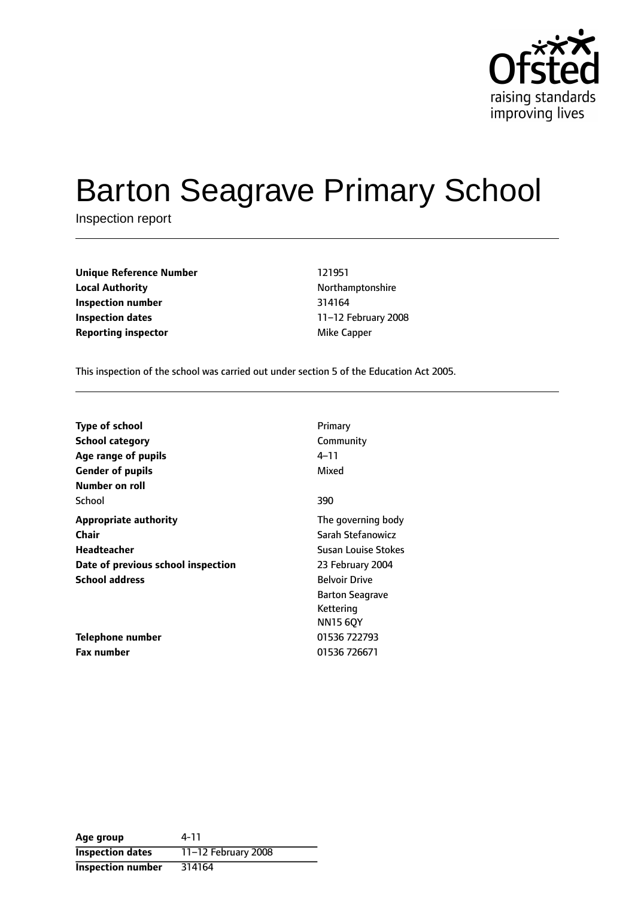Ofsted
raising standards
improving lives

# Barton Seagrave Primary School

Inspection report

| | |
|---|---|
| **Unique Reference Number** | 121951 |
| **Local Authority** | Northamptonshire |
| **Inspection number** | 314164 |
| **Inspection dates** | 11–12 February 2008 |
| **Reporting inspector** | Mike Capper |

This inspection of the school was carried out under section 5 of the Education Act 2005.

| | |
|---|---|
| **Type of school** | Primary |
| **School category** | Community |
| **Age range of pupils** | 4–11 |
| **Gender of pupils** | Mixed |
| **Number on roll** | |
| School | 390 |
| **Appropriate authority** | The governing body |
| **Chair** | Sarah Stefanowicz |
| **Headteacher** | Susan Louise Stokes |
| **Date of previous school inspection** | 23 February 2004 |
| **School address** | Belvoir Drive<br>Barton Seagrave<br>Kettering<br>NN15 6QY |
| **Telephone number** | 01536 722793 |
| **Fax number** | 01536 726671 |

| | |
|---|---|
| **Age group** | 4-11 |
| **Inspection dates** | 11–12 February 2008 |
| **Inspection number** | 314164 |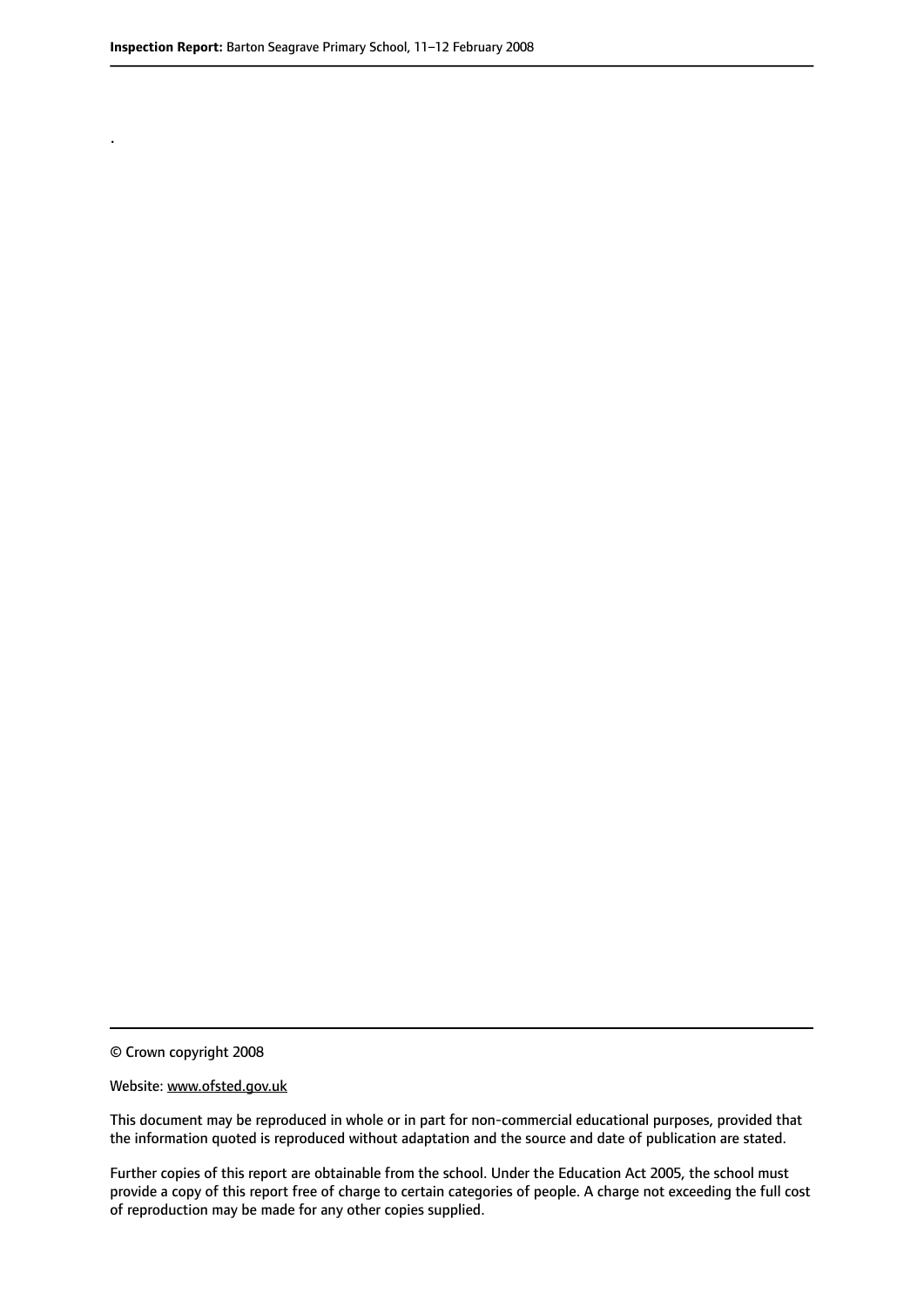.

© Crown copyright 2008

Website: www.ofsted.gov.uk

This document may be reproduced in whole or in part for non-commercial educational purposes, provided that the information quoted is reproduced without adaptation and the source and date of publication are stated.

Further copies of this report are obtainable from the school. Under the Education Act 2005, the school must provide a copy of this report free of charge to certain categories of people. A charge not exceeding the full cost of reproduction may be made for any other copies supplied.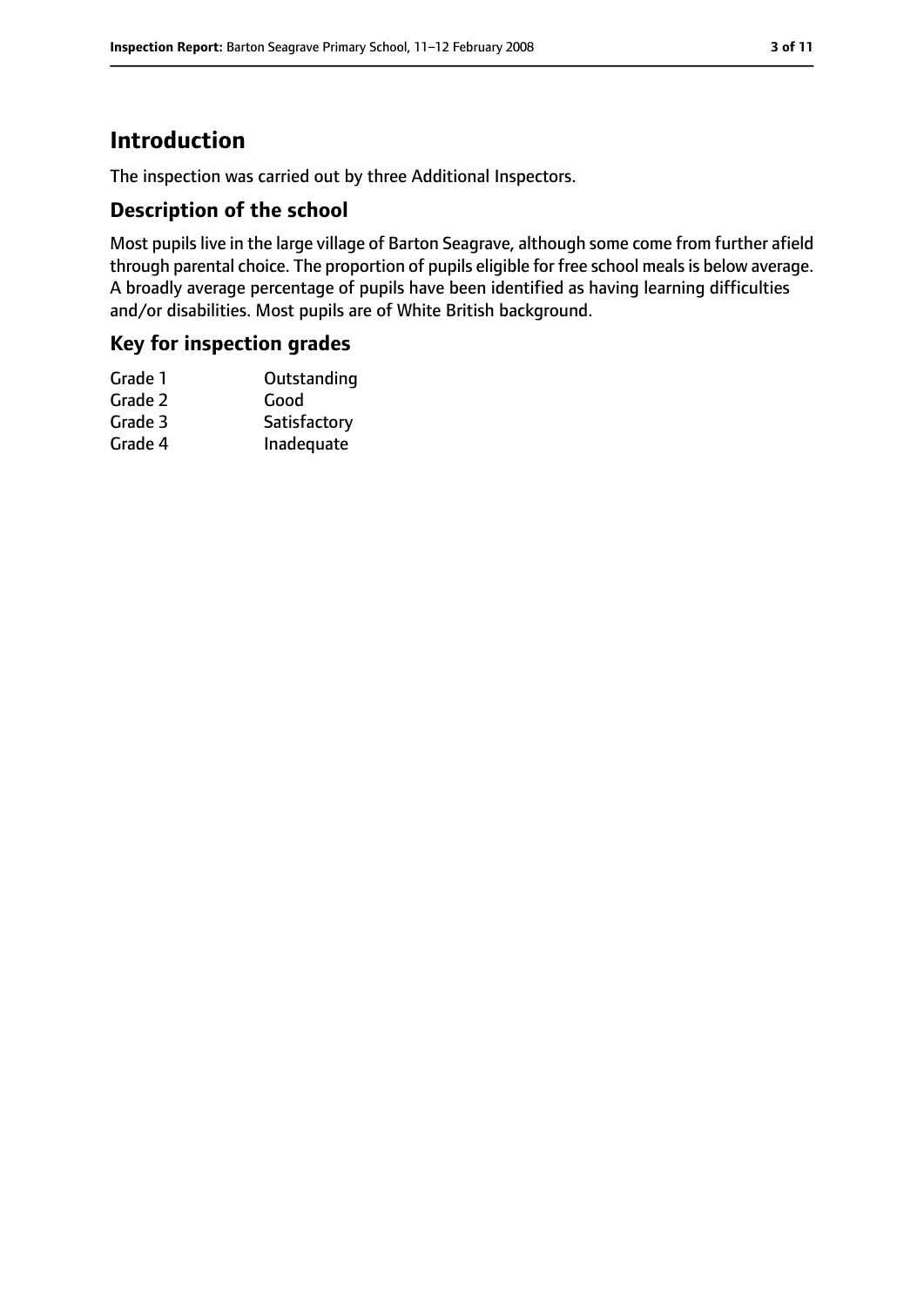# Introduction

The inspection was carried out by three Additional Inspectors.

## Description of the school

Most pupils live in the large village of Barton Seagrave, although some come from further afield through parental choice. The proportion of pupils eligible for free school meals is below average. A broadly average percentage of pupils have been identified as having learning difficulties and/or disabilities. Most pupils are of White British background.

## Key for inspection grades

| | |
|---|---|
| Grade 1 | Outstanding |
| Grade 2 | Good |
| Grade 3 | Satisfactory |
| Grade 4 | Inadequate |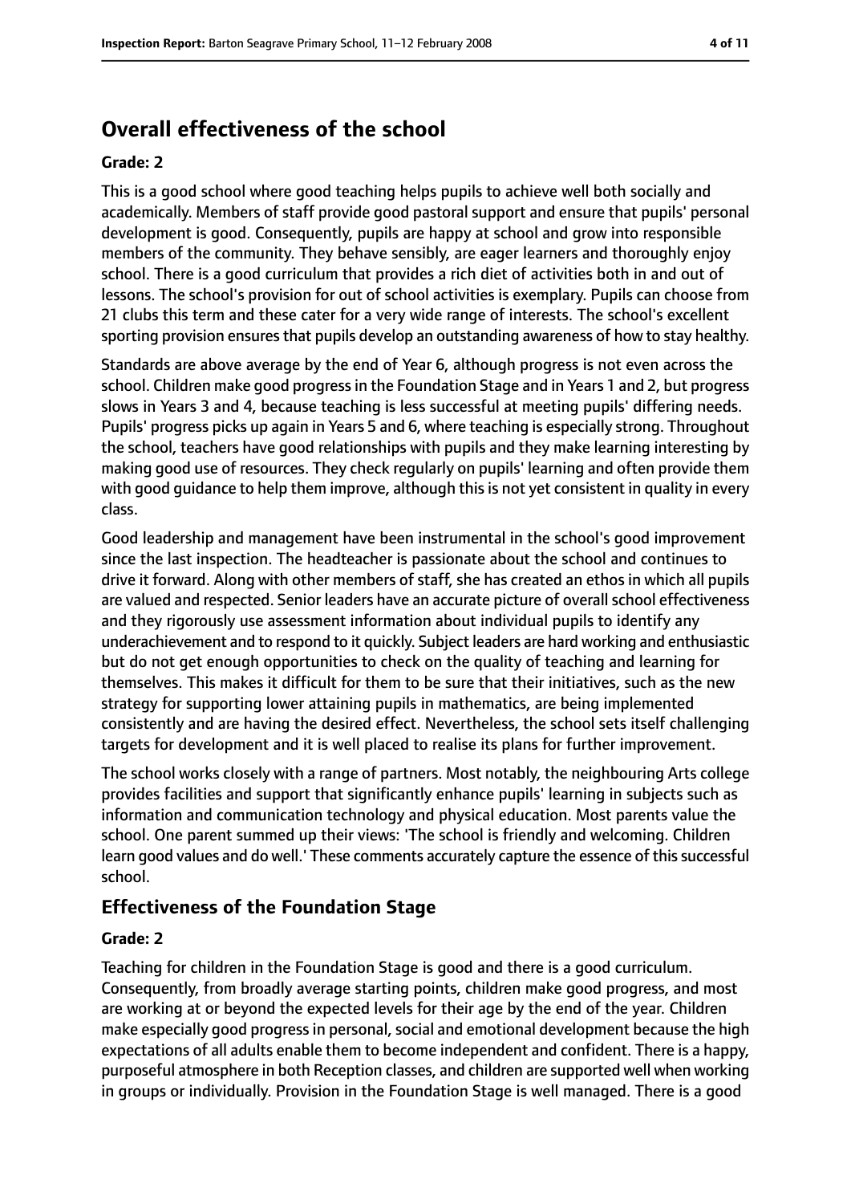# Overall effectiveness of the school

**Grade: 2**

This is a good school where good teaching helps pupils to achieve well both socially and academically. Members of staff provide good pastoral support and ensure that pupils' personal development is good. Consequently, pupils are happy at school and grow into responsible members of the community. They behave sensibly, are eager learners and thoroughly enjoy school. There is a good curriculum that provides a rich diet of activities both in and out of lessons. The school's provision for out of school activities is exemplary. Pupils can choose from 21 clubs this term and these cater for a very wide range of interests. The school's excellent sporting provision ensures that pupils develop an outstanding awareness of how to stay healthy.

Standards are above average by the end of Year 6, although progress is not even across the school. Children make good progress in the Foundation Stage and in Years 1 and 2, but progress slows in Years 3 and 4, because teaching is less successful at meeting pupils' differing needs. Pupils' progress picks up again in Years 5 and 6, where teaching is especially strong. Throughout the school, teachers have good relationships with pupils and they make learning interesting by making good use of resources. They check regularly on pupils' learning and often provide them with good guidance to help them improve, although this is not yet consistent in quality in every class.

Good leadership and management have been instrumental in the school's good improvement since the last inspection. The headteacher is passionate about the school and continues to drive it forward. Along with other members of staff, she has created an ethos in which all pupils are valued and respected. Senior leaders have an accurate picture of overall school effectiveness and they rigorously use assessment information about individual pupils to identify any underachievement and to respond to it quickly. Subject leaders are hard working and enthusiastic but do not get enough opportunities to check on the quality of teaching and learning for themselves. This makes it difficult for them to be sure that their initiatives, such as the new strategy for supporting lower attaining pupils in mathematics, are being implemented consistently and are having the desired effect. Nevertheless, the school sets itself challenging targets for development and it is well placed to realise its plans for further improvement.

The school works closely with a range of partners. Most notably, the neighbouring Arts college provides facilities and support that significantly enhance pupils' learning in subjects such as information and communication technology and physical education. Most parents value the school. One parent summed up their views: 'The school is friendly and welcoming. Children learn good values and do well.' These comments accurately capture the essence of this successful school.

## Effectiveness of the Foundation Stage

**Grade: 2**

Teaching for children in the Foundation Stage is good and there is a good curriculum. Consequently, from broadly average starting points, children make good progress, and most are working at or beyond the expected levels for their age by the end of the year. Children make especially good progress in personal, social and emotional development because the high expectations of all adults enable them to become independent and confident. There is a happy, purposeful atmosphere in both Reception classes, and children are supported well when working in groups or individually. Provision in the Foundation Stage is well managed. There is a good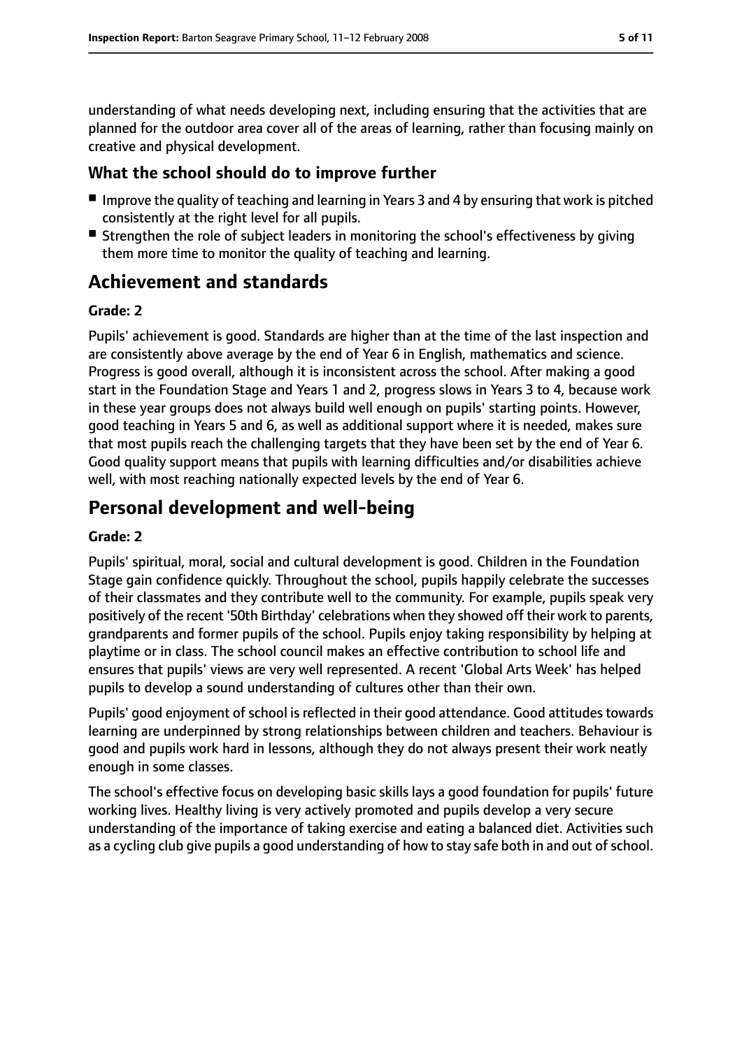understanding of what needs developing next, including ensuring that the activities that are planned for the outdoor area cover all of the areas of learning, rather than focusing mainly on creative and physical development.

### What the school should do to improve further

- Improve the quality of teaching and learning in Years 3 and 4 by ensuring that work is pitched consistently at the right level for all pupils.
- Strengthen the role of subject leaders in monitoring the school's effectiveness by giving them more time to monitor the quality of teaching and learning.

## Achievement and standards

### Grade: 2

Pupils' achievement is good. Standards are higher than at the time of the last inspection and are consistently above average by the end of Year 6 in English, mathematics and science. Progress is good overall, although it is inconsistent across the school. After making a good start in the Foundation Stage and Years 1 and 2, progress slows in Years 3 to 4, because work in these year groups does not always build well enough on pupils' starting points. However, good teaching in Years 5 and 6, as well as additional support where it is needed, makes sure that most pupils reach the challenging targets that they have been set by the end of Year 6. Good quality support means that pupils with learning difficulties and/or disabilities achieve well, with most reaching nationally expected levels by the end of Year 6.

## Personal development and well-being

### Grade: 2

Pupils' spiritual, moral, social and cultural development is good. Children in the Foundation Stage gain confidence quickly. Throughout the school, pupils happily celebrate the successes of their classmates and they contribute well to the community. For example, pupils speak very positively of the recent '50th Birthday' celebrations when they showed off their work to parents, grandparents and former pupils of the school. Pupils enjoy taking responsibility by helping at playtime or in class. The school council makes an effective contribution to school life and ensures that pupils' views are very well represented. A recent 'Global Arts Week' has helped pupils to develop a sound understanding of cultures other than their own.

Pupils' good enjoyment of school is reflected in their good attendance. Good attitudes towards learning are underpinned by strong relationships between children and teachers. Behaviour is good and pupils work hard in lessons, although they do not always present their work neatly enough in some classes.

The school's effective focus on developing basic skills lays a good foundation for pupils' future working lives. Healthy living is very actively promoted and pupils develop a very secure understanding of the importance of taking exercise and eating a balanced diet. Activities such as a cycling club give pupils a good understanding of how to stay safe both in and out of school.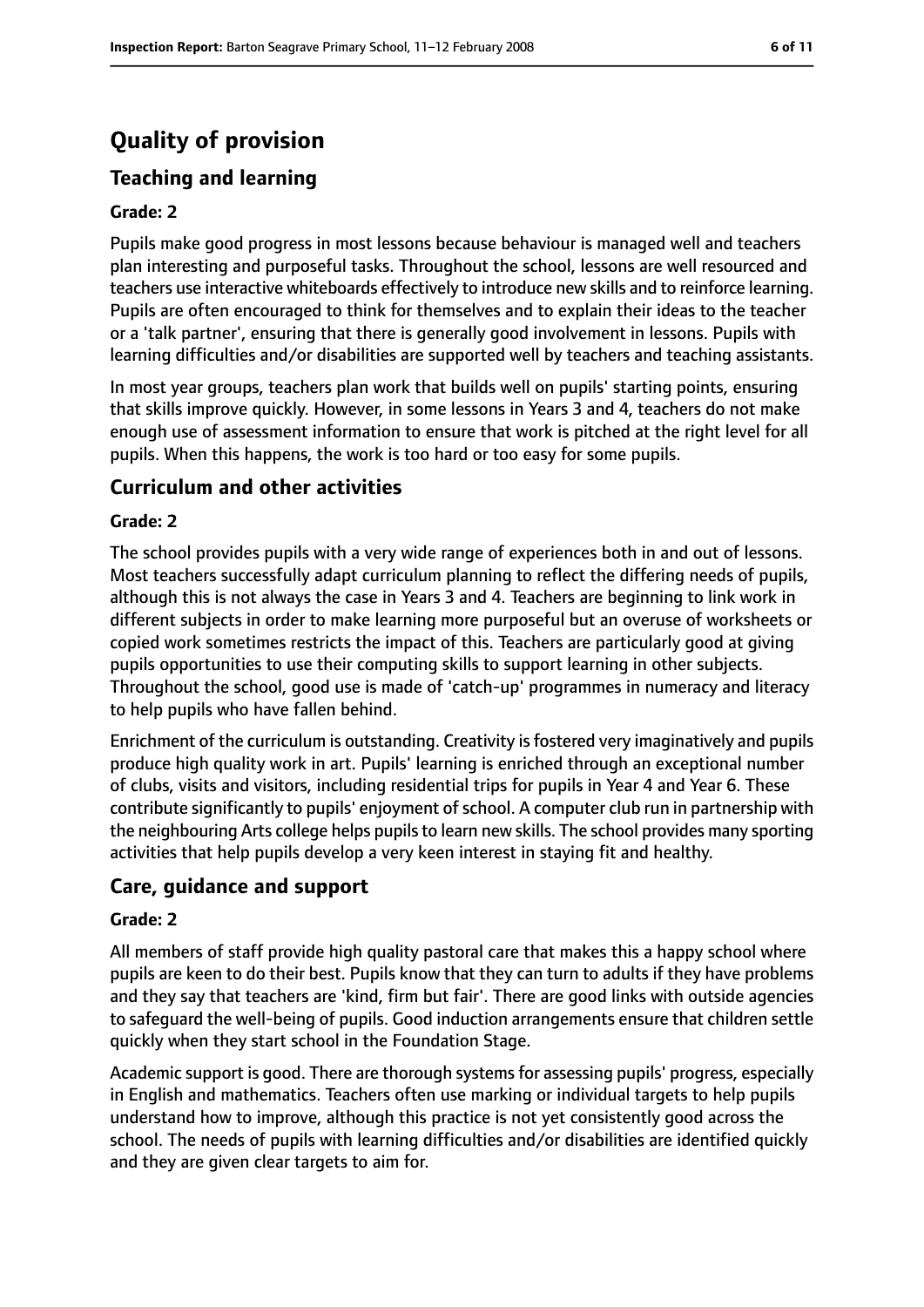# Quality of provision

## Teaching and learning

### Grade: 2

Pupils make good progress in most lessons because behaviour is managed well and teachers plan interesting and purposeful tasks. Throughout the school, lessons are well resourced and teachers use interactive whiteboards effectively to introduce new skills and to reinforce learning. Pupils are often encouraged to think for themselves and to explain their ideas to the teacher or a 'talk partner', ensuring that there is generally good involvement in lessons. Pupils with learning difficulties and/or disabilities are supported well by teachers and teaching assistants.

In most year groups, teachers plan work that builds well on pupils' starting points, ensuring that skills improve quickly. However, in some lessons in Years 3 and 4, teachers do not make enough use of assessment information to ensure that work is pitched at the right level for all pupils. When this happens, the work is too hard or too easy for some pupils.

## Curriculum and other activities

### Grade: 2

The school provides pupils with a very wide range of experiences both in and out of lessons. Most teachers successfully adapt curriculum planning to reflect the differing needs of pupils, although this is not always the case in Years 3 and 4. Teachers are beginning to link work in different subjects in order to make learning more purposeful but an overuse of worksheets or copied work sometimes restricts the impact of this. Teachers are particularly good at giving pupils opportunities to use their computing skills to support learning in other subjects. Throughout the school, good use is made of 'catch-up' programmes in numeracy and literacy to help pupils who have fallen behind.

Enrichment of the curriculum is outstanding. Creativity is fostered very imaginatively and pupils produce high quality work in art. Pupils' learning is enriched through an exceptional number of clubs, visits and visitors, including residential trips for pupils in Year 4 and Year 6. These contribute significantly to pupils' enjoyment of school. A computer club run in partnership with the neighbouring Arts college helps pupils to learn new skills. The school provides many sporting activities that help pupils develop a very keen interest in staying fit and healthy.

## Care, guidance and support

### Grade: 2

All members of staff provide high quality pastoral care that makes this a happy school where pupils are keen to do their best. Pupils know that they can turn to adults if they have problems and they say that teachers are 'kind, firm but fair'. There are good links with outside agencies to safeguard the well-being of pupils. Good induction arrangements ensure that children settle quickly when they start school in the Foundation Stage.

Academic support is good. There are thorough systems for assessing pupils' progress, especially in English and mathematics. Teachers often use marking or individual targets to help pupils understand how to improve, although this practice is not yet consistently good across the school. The needs of pupils with learning difficulties and/or disabilities are identified quickly and they are given clear targets to aim for.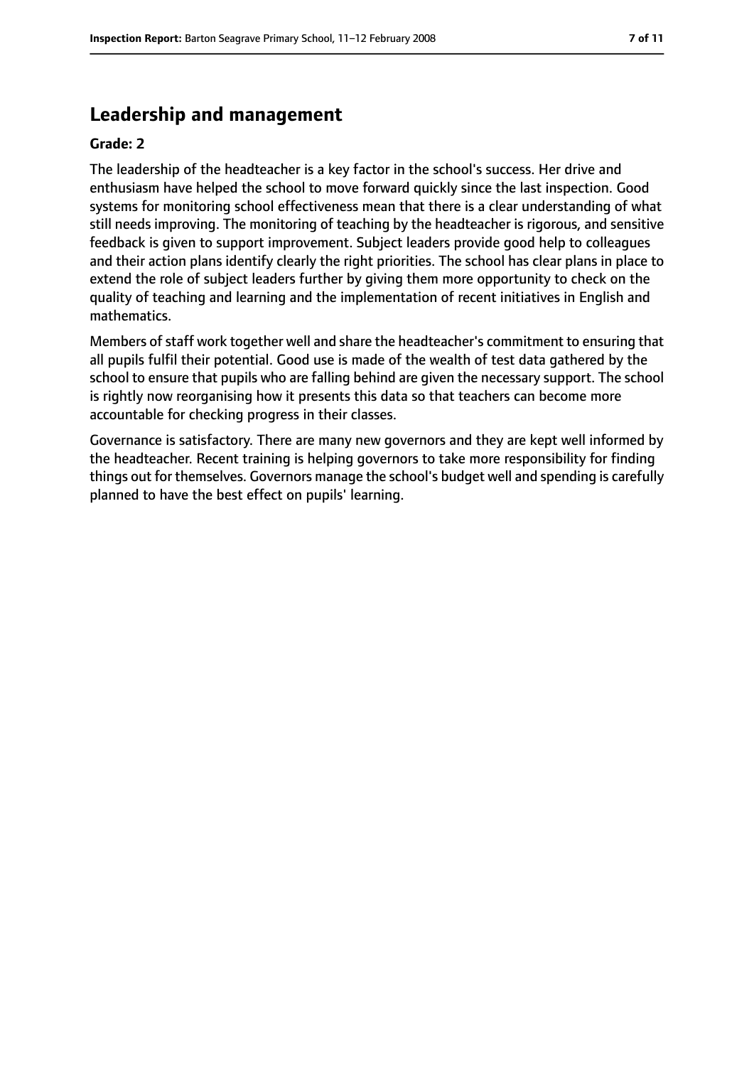## Leadership and management

**Grade: 2**

The leadership of the headteacher is a key factor in the school's success. Her drive and enthusiasm have helped the school to move forward quickly since the last inspection. Good systems for monitoring school effectiveness mean that there is a clear understanding of what still needs improving. The monitoring of teaching by the headteacher is rigorous, and sensitive feedback is given to support improvement. Subject leaders provide good help to colleagues and their action plans identify clearly the right priorities. The school has clear plans in place to extend the role of subject leaders further by giving them more opportunity to check on the quality of teaching and learning and the implementation of recent initiatives in English and mathematics.

Members of staff work together well and share the headteacher's commitment to ensuring that all pupils fulfil their potential. Good use is made of the wealth of test data gathered by the school to ensure that pupils who are falling behind are given the necessary support. The school is rightly now reorganising how it presents this data so that teachers can become more accountable for checking progress in their classes.

Governance is satisfactory. There are many new governors and they are kept well informed by the headteacher. Recent training is helping governors to take more responsibility for finding things out for themselves. Governors manage the school's budget well and spending is carefully planned to have the best effect on pupils' learning.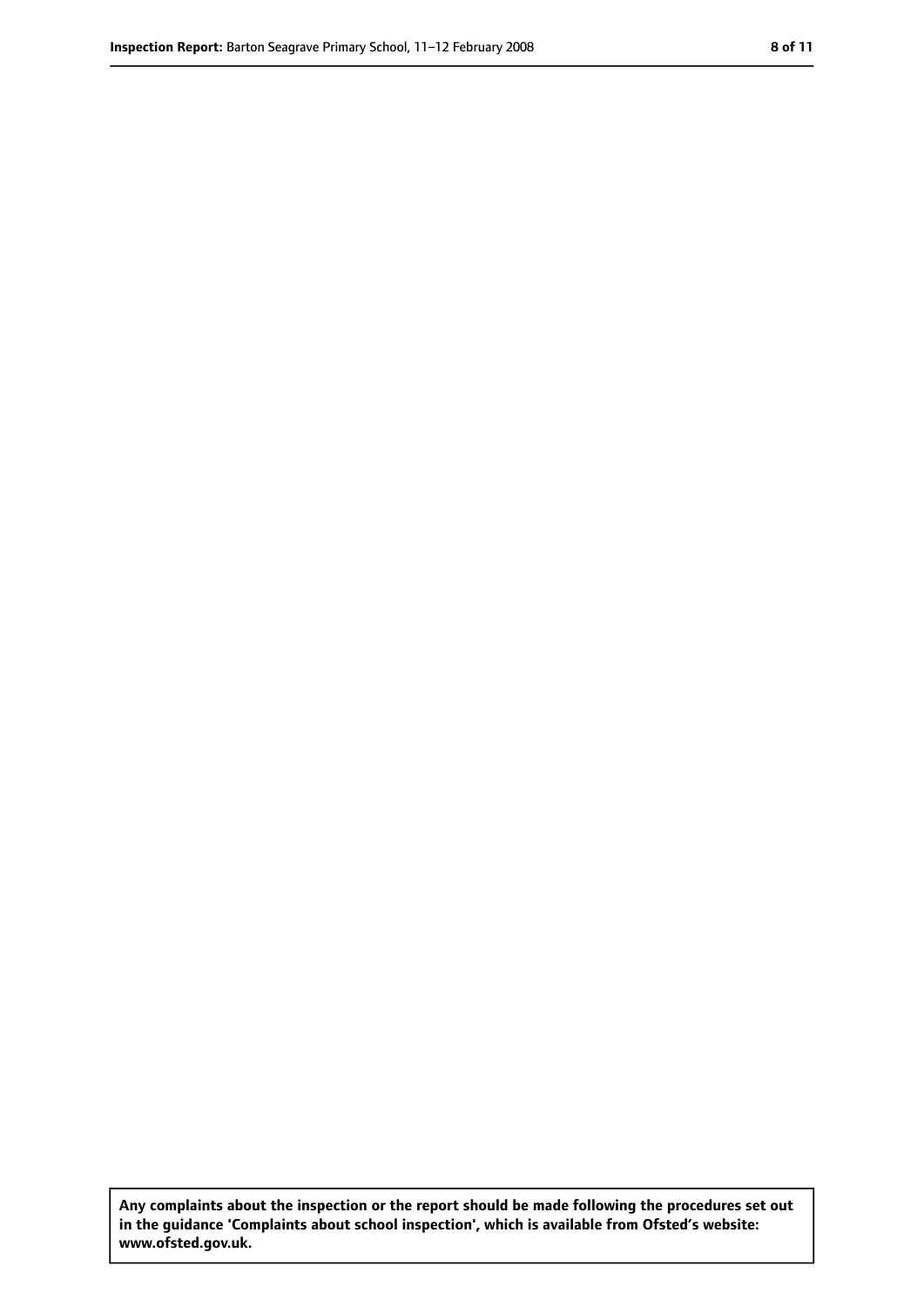**Any complaints about the inspection or the report should be made following the procedures set out in the guidance 'Complaints about school inspection', which is available from Ofsted's website: www.ofsted.gov.uk.**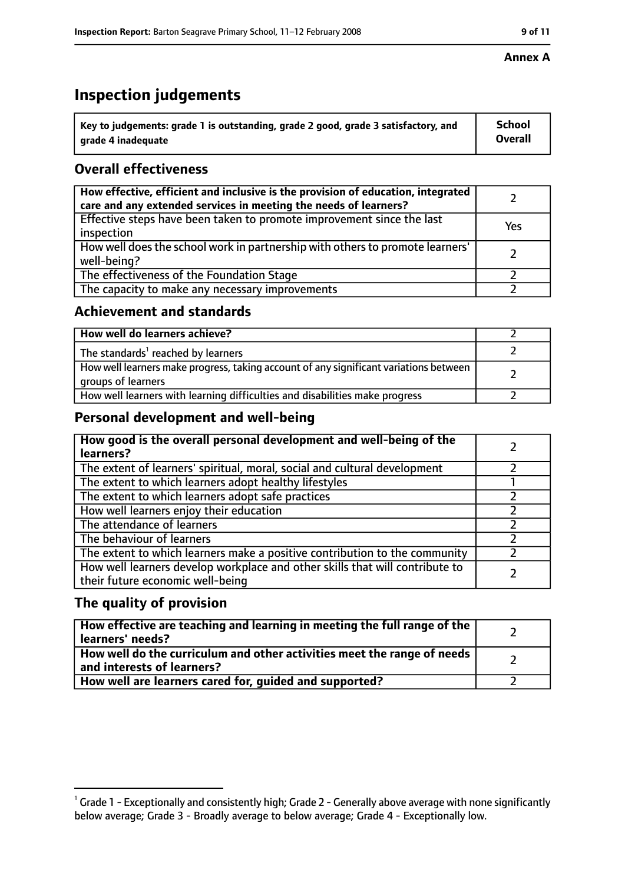**Annex A**

# Inspection judgements

| Key to judgements: grade 1 is outstanding, grade 2 good, grade 3 satisfactory, and grade 4 inadequate | School Overall |
|---|---|

## Overall effectiveness

| | |
|---|---|
| How effective, efficient and inclusive is the provision of education, integrated care and any extended services in meeting the needs of learners? | 2 |
| Effective steps have been taken to promote improvement since the last inspection | Yes |
| How well does the school work in partnership with others to promote learners' well-being? | 2 |
| The effectiveness of the Foundation Stage | 2 |
| The capacity to make any necessary improvements | 2 |

## Achievement and standards

| | |
|---|---|
| How well do learners achieve? | 2 |
| The standards[1] reached by learners | 2 |
| How well learners make progress, taking account of any significant variations between groups of learners | 2 |
| How well learners with learning difficulties and disabilities make progress | 2 |

## Personal development and well-being

| | |
|---|---|
| How good is the overall personal development and well-being of the learners? | 2 |
| The extent of learners' spiritual, moral, social and cultural development | 2 |
| The extent to which learners adopt healthy lifestyles | 1 |
| The extent to which learners adopt safe practices | 2 |
| How well learners enjoy their education | 2 |
| The attendance of learners | 2 |
| The behaviour of learners | 2 |
| The extent to which learners make a positive contribution to the community | 2 |
| How well learners develop workplace and other skills that will contribute to their future economic well-being | 2 |

## The quality of provision

| | |
|---|---|
| How effective are teaching and learning in meeting the full range of the learners' needs? | 2 |
| How well do the curriculum and other activities meet the range of needs and interests of learners? | 2 |
| How well are learners cared for, guided and supported? | 2 |

[1] Grade 1 - Exceptionally and consistently high; Grade 2 - Generally above average with none significantly below average; Grade 3 - Broadly average to below average; Grade 4 - Exceptionally low.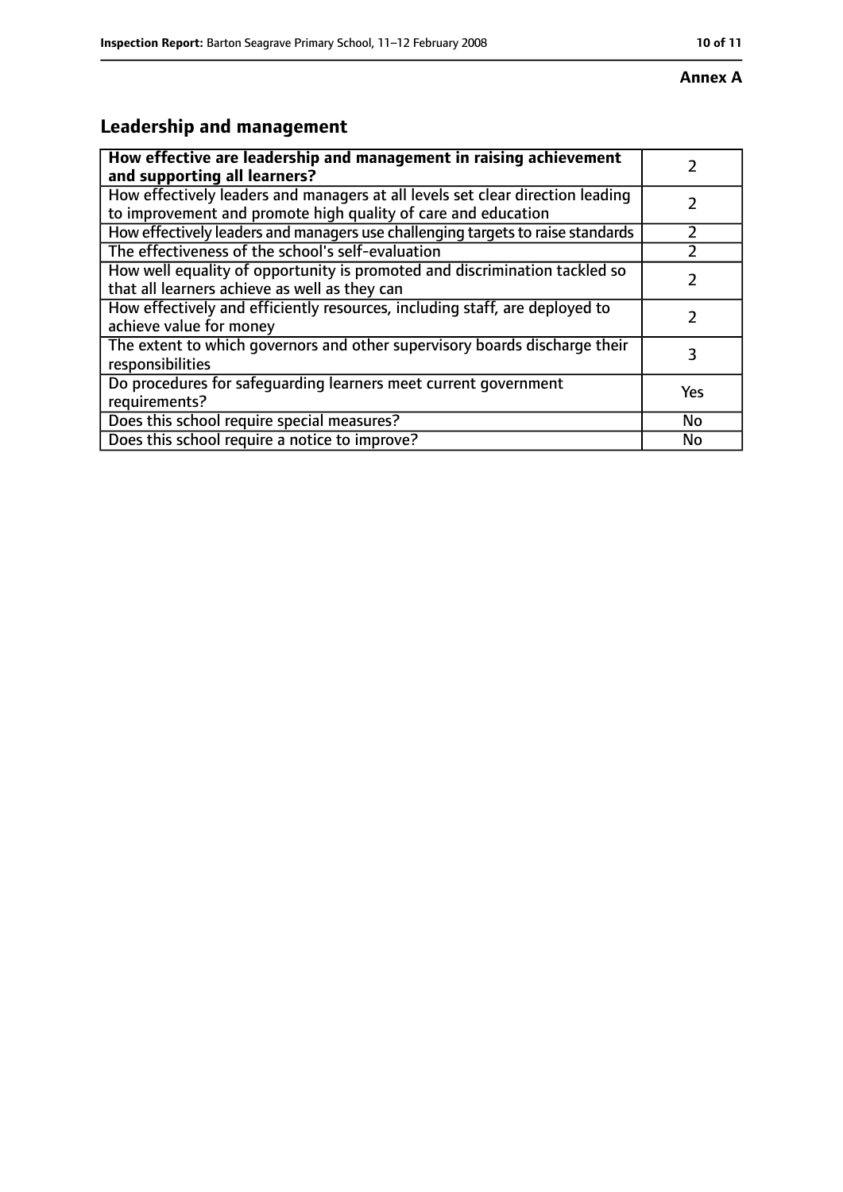**Annex A**

## Leadership and management

| **How effective are leadership and management in raising achievement and supporting all learners?** | 2 |
|---|---|
| How effectively leaders and managers at all levels set clear direction leading to improvement and promote high quality of care and education | 2 |
| How effectively leaders and managers use challenging targets to raise standards | 2 |
| The effectiveness of the school's self-evaluation | 2 |
| How well equality of opportunity is promoted and discrimination tackled so that all learners achieve as well as they can | 2 |
| How effectively and efficiently resources, including staff, are deployed to achieve value for money | 2 |
| The extent to which governors and other supervisory boards discharge their responsibilities | 3 |
| Do procedures for safeguarding learners meet current government requirements? | Yes |
| Does this school require special measures? | No |
| Does this school require a notice to improve? | No |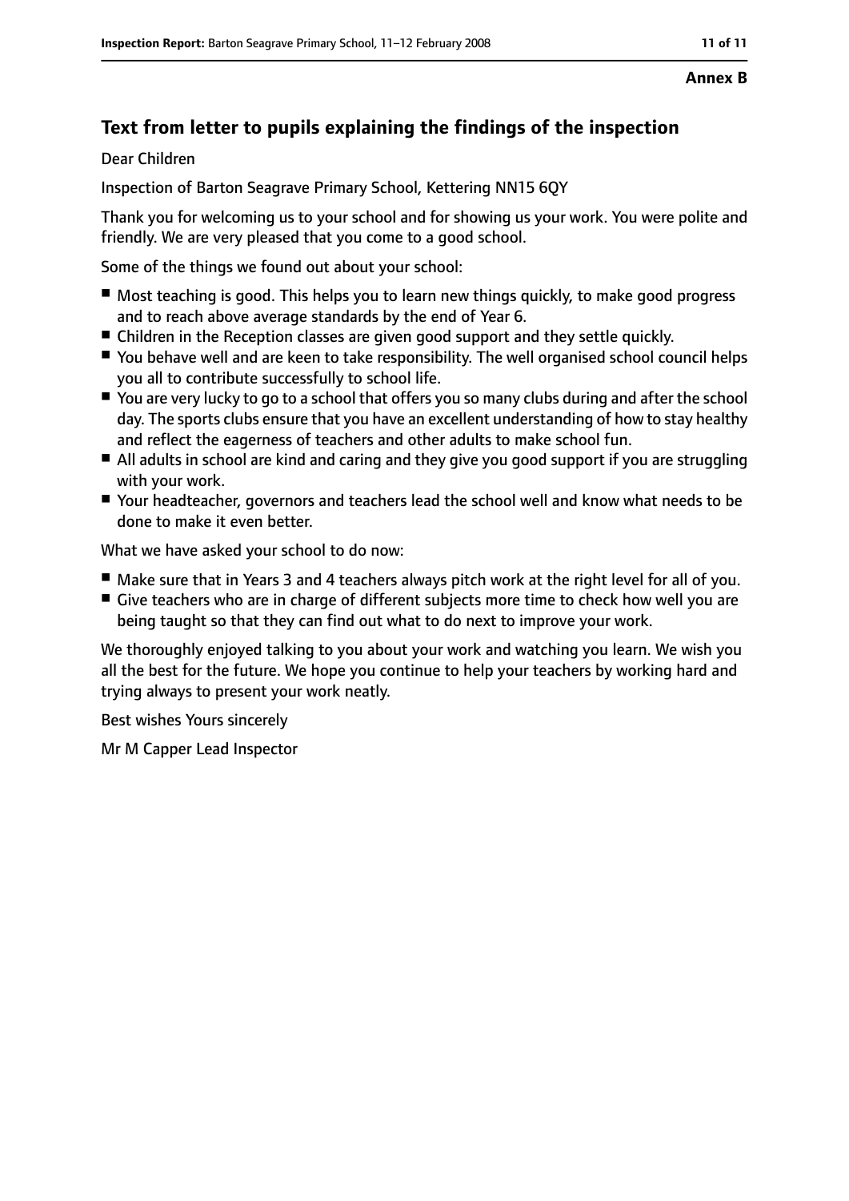**Annex B**

## Text from letter to pupils explaining the findings of the inspection

Dear Children

Inspection of Barton Seagrave Primary School, Kettering NN15 6QY

Thank you for welcoming us to your school and for showing us your work. You were polite and friendly. We are very pleased that you come to a good school.

Some of the things we found out about your school:

- Most teaching is good. This helps you to learn new things quickly, to make good progress and to reach above average standards by the end of Year 6.
- Children in the Reception classes are given good support and they settle quickly.
- You behave well and are keen to take responsibility. The well organised school council helps you all to contribute successfully to school life.
- You are very lucky to go to a school that offers you so many clubs during and after the school day. The sports clubs ensure that you have an excellent understanding of how to stay healthy and reflect the eagerness of teachers and other adults to make school fun.
- All adults in school are kind and caring and they give you good support if you are struggling with your work.
- Your headteacher, governors and teachers lead the school well and know what needs to be done to make it even better.

What we have asked your school to do now:

- Make sure that in Years 3 and 4 teachers always pitch work at the right level for all of you.
- Give teachers who are in charge of different subjects more time to check how well you are being taught so that they can find out what to do next to improve your work.

We thoroughly enjoyed talking to you about your work and watching you learn. We wish you all the best for the future. We hope you continue to help your teachers by working hard and trying always to present your work neatly.

Best wishes Yours sincerely

Mr M Capper Lead Inspector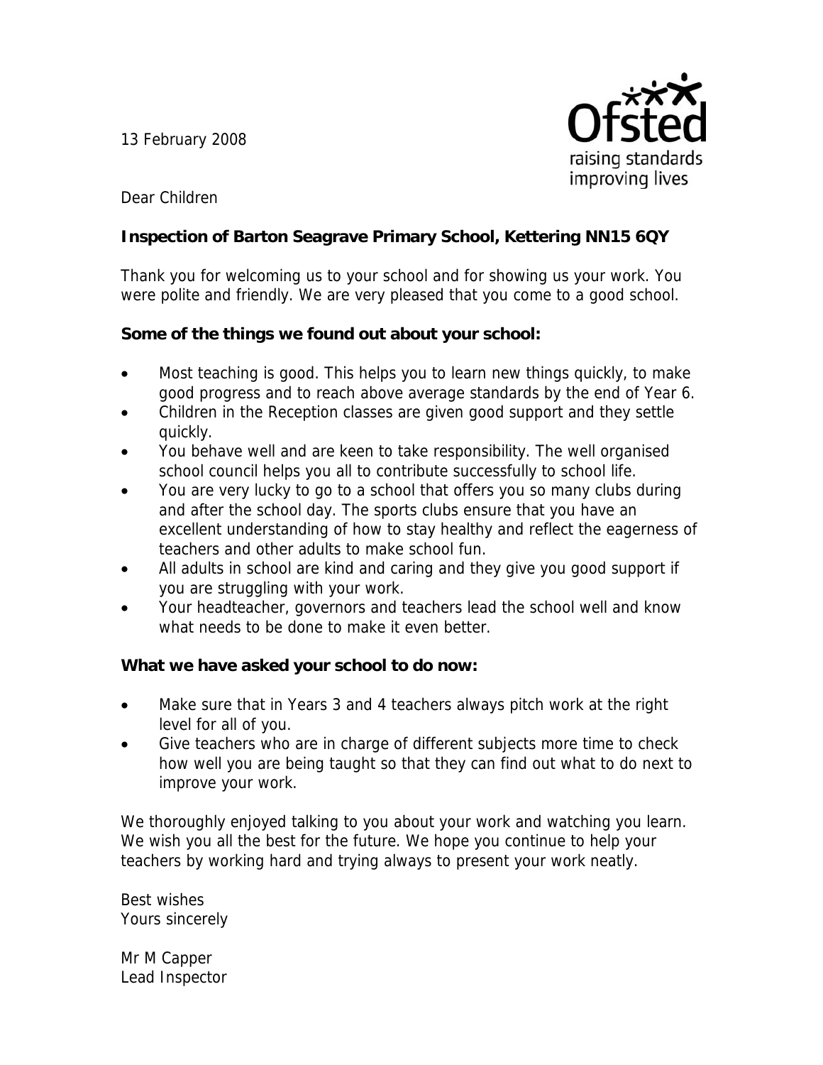13 February 2008

Dear Children

**Inspection of Barton Seagrave Primary School, Kettering NN15 6QY**

Thank you for welcoming us to your school and for showing us your work. You were polite and friendly. We are very pleased that you come to a good school.

**Some of the things we found out about your school:**

- Most teaching is good. This helps you to learn new things quickly, to make good progress and to reach above average standards by the end of Year 6.
- Children in the Reception classes are given good support and they settle quickly.
- You behave well and are keen to take responsibility. The well organised school council helps you all to contribute successfully to school life.
- You are very lucky to go to a school that offers you so many clubs during and after the school day. The sports clubs ensure that you have an excellent understanding of how to stay healthy and reflect the eagerness of teachers and other adults to make school fun.
- All adults in school are kind and caring and they give you good support if you are struggling with your work.
- Your headteacher, governors and teachers lead the school well and know what needs to be done to make it even better.

**What we have asked your school to do now:**

- Make sure that in Years 3 and 4 teachers always pitch work at the right level for all of you.
- Give teachers who are in charge of different subjects more time to check how well you are being taught so that they can find out what to do next to improve your work.

We thoroughly enjoyed talking to you about your work and watching you learn. We wish you all the best for the future. We hope you continue to help your teachers by working hard and trying always to present your work neatly.

Best wishes
Yours sincerely

Mr M Capper
Lead Inspector